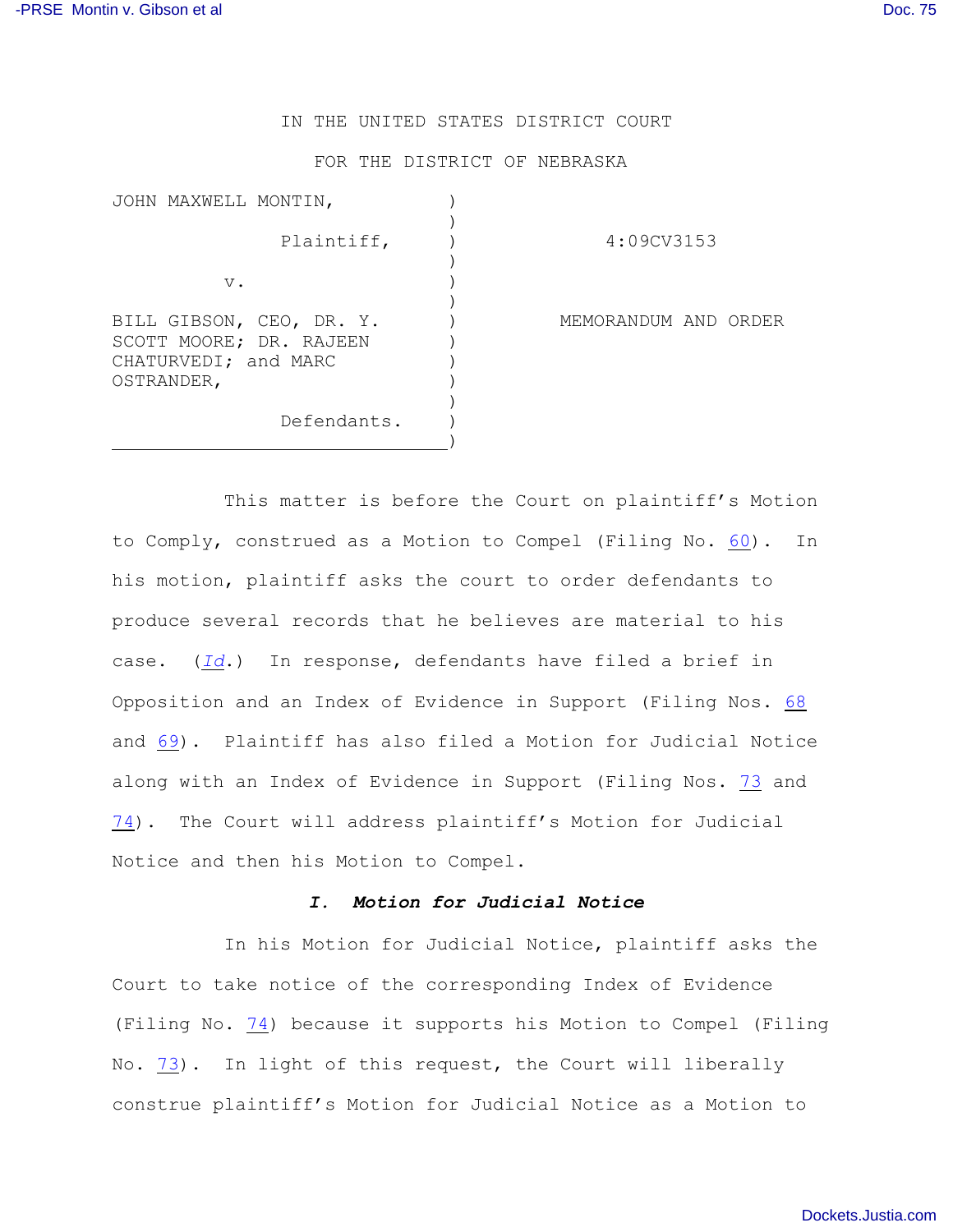IN THE UNITED STATES DISTRICT COURT

FOR THE DISTRICT OF NEBRASKA

| | | |
|---|---|---|
| JOHN MAXWELL MONTIN, Plaintiff, | ) | 4:09CV3153 |
| v. | ) | |
| BILL GIBSON, CEO, DR. Y. SCOTT MOORE; DR. RAJEEN CHATURVEDI; and MARC OSTRANDER, Defendants. | ) | MEMORANDUM AND ORDER |

This matter is before the Court on plaintiff's Motion to Comply, construed as a Motion to Compel (Filing No. 60). In his motion, plaintiff asks the court to order defendants to produce several records that he believes are material to his case. (*Id.*) In response, defendants have filed a brief in Opposition and an Index of Evidence in Support (Filing Nos. 68 and 69). Plaintiff has also filed a Motion for Judicial Notice along with an Index of Evidence in Support (Filing Nos. 73 and 74). The Court will address plaintiff's Motion for Judicial Notice and then his Motion to Compel.

### *I. Motion for Judicial Notice*

In his Motion for Judicial Notice, plaintiff asks the Court to take notice of the corresponding Index of Evidence (Filing No. 74) because it supports his Motion to Compel (Filing No. 73). In light of this request, the Court will liberally construe plaintiff's Motion for Judicial Notice as a Motion to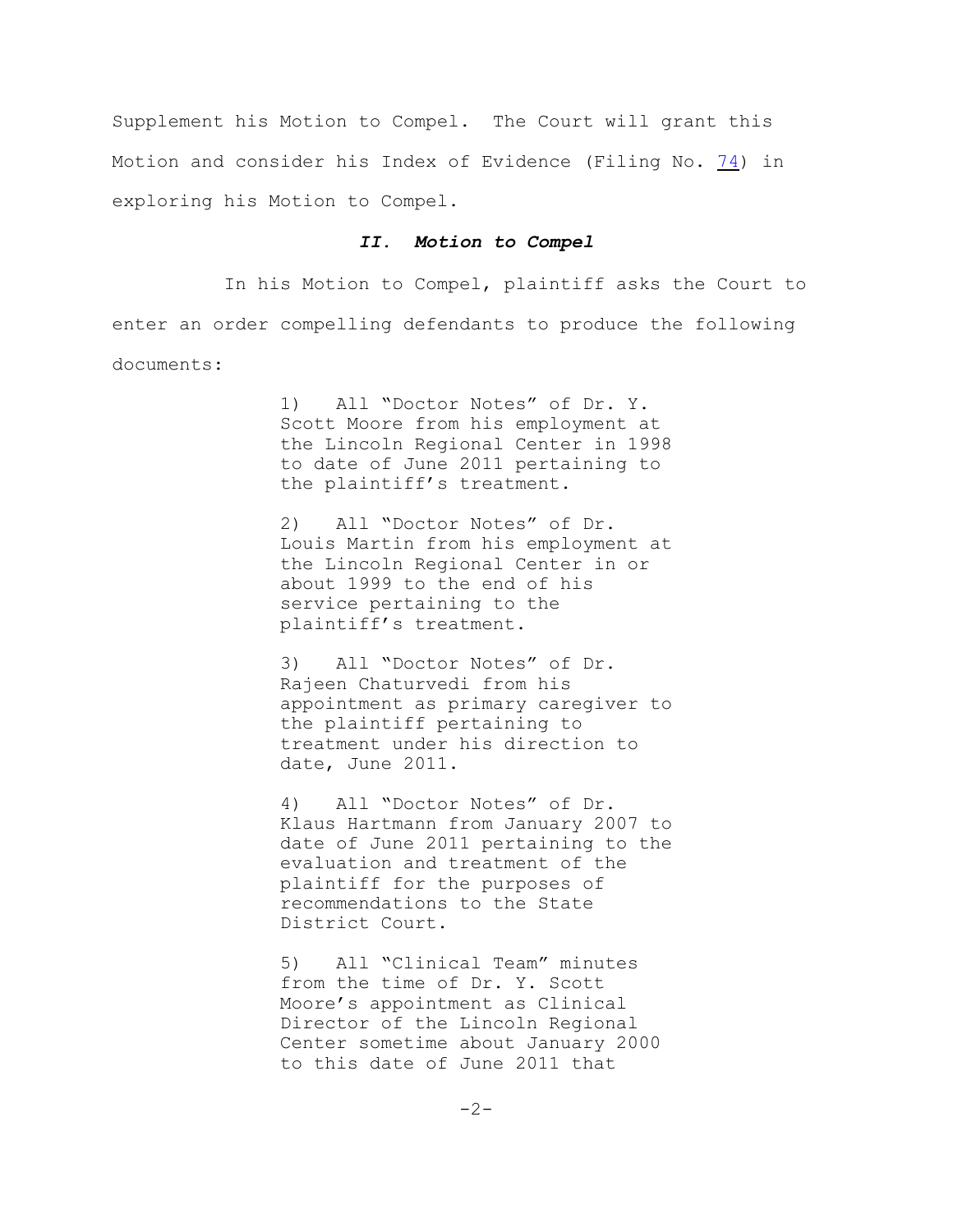Supplement his Motion to Compel. The Court will grant this Motion and consider his Index of Evidence (Filing No. 74) in exploring his Motion to Compel.

### *II. Motion to Compel*

In his Motion to Compel, plaintiff asks the Court to enter an order compelling defendants to produce the following documents:

> 1) All "Doctor Notes" of Dr. Y. Scott Moore from his employment at the Lincoln Regional Center in 1998 to date of June 2011 pertaining to the plaintiff's treatment.
>
> 2) All "Doctor Notes" of Dr. Louis Martin from his employment at the Lincoln Regional Center in or about 1999 to the end of his service pertaining to the plaintiff's treatment.
>
> 3) All "Doctor Notes" of Dr. Rajeen Chaturvedi from his appointment as primary caregiver to the plaintiff pertaining to treatment under his direction to date, June 2011.
>
> 4) All "Doctor Notes" of Dr. Klaus Hartmann from January 2007 to date of June 2011 pertaining to the evaluation and treatment of the plaintiff for the purposes of recommendations to the State District Court.
>
> 5) All "Clinical Team" minutes from the time of Dr. Y. Scott Moore's appointment as Clinical Director of the Lincoln Regional Center sometime about January 2000 to this date of June 2011 that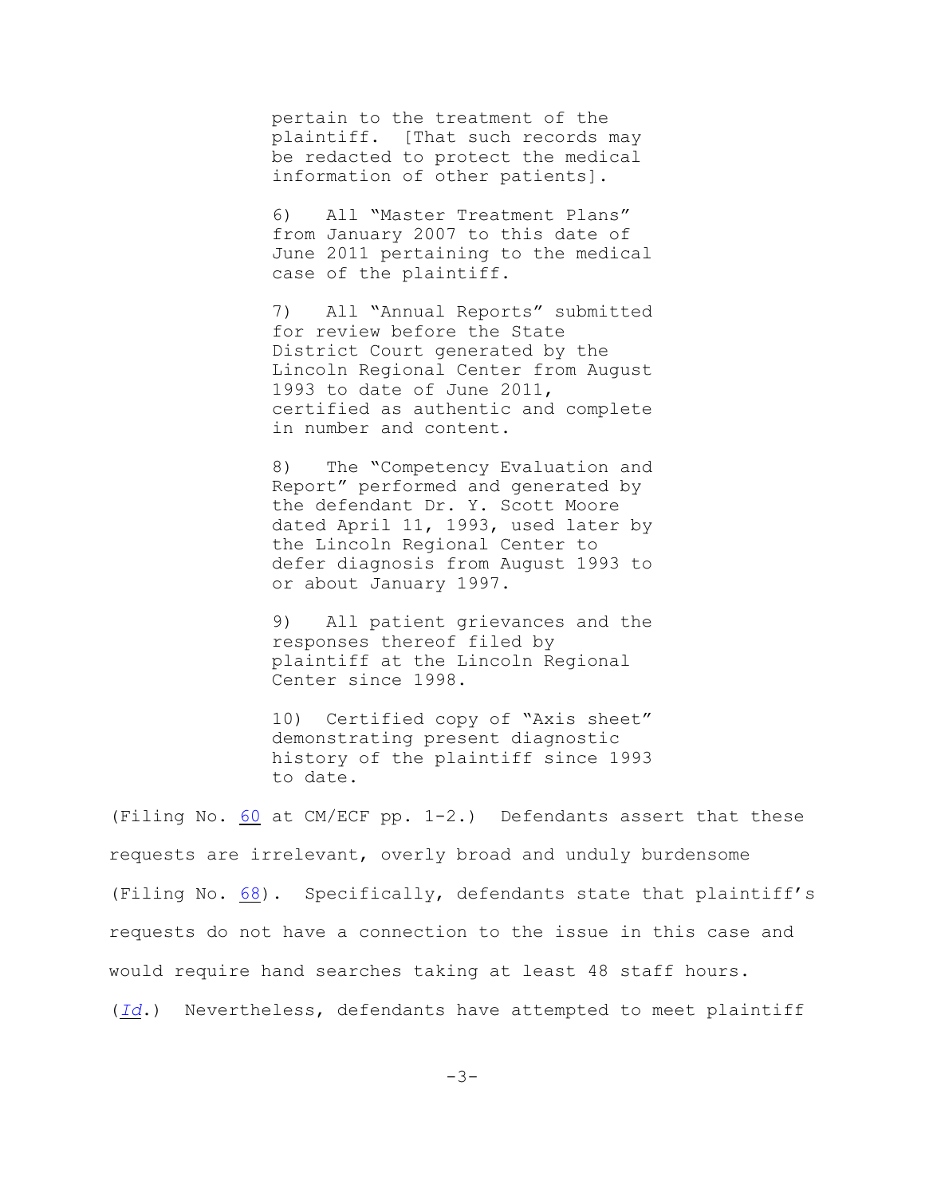> pertain to the treatment of the plaintiff. [That such records may be redacted to protect the medical information of other patients].
>
> 6) All "Master Treatment Plans" from January 2007 to this date of June 2011 pertaining to the medical case of the plaintiff.
>
> 7) All "Annual Reports" submitted for review before the State District Court generated by the Lincoln Regional Center from August 1993 to date of June 2011, certified as authentic and complete in number and content.
>
> 8) The "Competency Evaluation and Report" performed and generated by the defendant Dr. Y. Scott Moore dated April 11, 1993, used later by the Lincoln Regional Center to defer diagnosis from August 1993 to or about January 1997.
>
> 9) All patient grievances and the responses thereof filed by plaintiff at the Lincoln Regional Center since 1998.
>
> 10) Certified copy of "Axis sheet" demonstrating present diagnostic history of the plaintiff since 1993 to date.

(Filing No. 60 at CM/ECF pp. 1-2.) Defendants assert that these requests are irrelevant, overly broad and unduly burdensome (Filing No. 68). Specifically, defendants state that plaintiff's requests do not have a connection to the issue in this case and would require hand searches taking at least 48 staff hours. (*Id*.) Nevertheless, defendants have attempted to meet plaintiff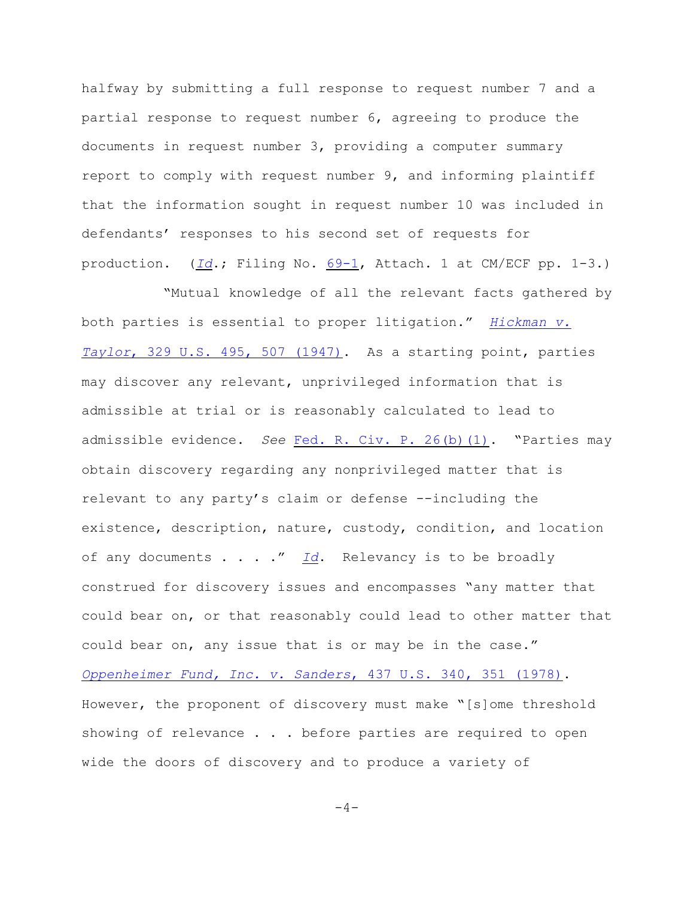halfway by submitting a full response to request number 7 and a partial response to request number 6, agreeing to produce the documents in request number 3, providing a computer summary report to comply with request number 9, and informing plaintiff that the information sought in request number 10 was included in defendants' responses to his second set of requests for production. (*Id*.; Filing No. 69-1, Attach. 1 at CM/ECF pp. 1-3.)

"Mutual knowledge of all the relevant facts gathered by both parties is essential to proper litigation." *Hickman v. Taylor*, 329 U.S. 495, 507 (1947). As a starting point, parties may discover any relevant, unprivileged information that is admissible at trial or is reasonably calculated to lead to admissible evidence. *See* Fed. R. Civ. P. 26(b)(1). "Parties may obtain discovery regarding any nonprivileged matter that is relevant to any party's claim or defense --including the existence, description, nature, custody, condition, and location of any documents . . . ." *Id*. Relevancy is to be broadly construed for discovery issues and encompasses "any matter that could bear on, or that reasonably could lead to other matter that could bear on, any issue that is or may be in the case." *Oppenheimer Fund, Inc. v. Sanders*, 437 U.S. 340, 351 (1978). However, the proponent of discovery must make "[s]ome threshold showing of relevance . . . before parties are required to open wide the doors of discovery and to produce a variety of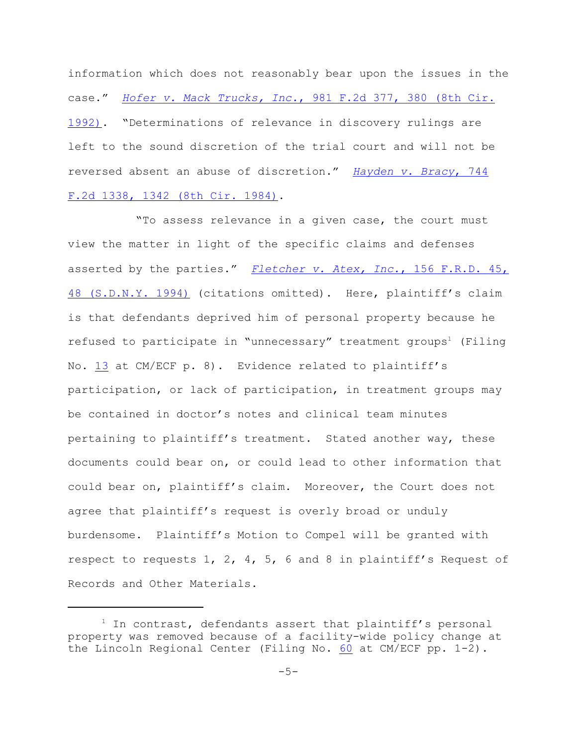information which does not reasonably bear upon the issues in the case." *Hofer v. Mack Trucks, Inc.*, 981 F.2d 377, 380 (8th Cir. 1992). "Determinations of relevance in discovery rulings are left to the sound discretion of the trial court and will not be reversed absent an abuse of discretion." *Hayden v. Bracy*, 744 F.2d 1338, 1342 (8th Cir. 1984).

"To assess relevance in a given case, the court must view the matter in light of the specific claims and defenses asserted by the parties." *Fletcher v. Atex, Inc.*, 156 F.R.D. 45, 48 (S.D.N.Y. 1994) (citations omitted). Here, plaintiff's claim is that defendants deprived him of personal property because he refused to participate in "unnecessary" treatment groups[1] (Filing No. 13 at CM/ECF p. 8). Evidence related to plaintiff's participation, or lack of participation, in treatment groups may be contained in doctor's notes and clinical team minutes pertaining to plaintiff's treatment. Stated another way, these documents could bear on, or could lead to other information that could bear on, plaintiff's claim. Moreover, the Court does not agree that plaintiff's request is overly broad or unduly burdensome. Plaintiff's Motion to Compel will be granted with respect to requests 1, 2, 4, 5, 6 and 8 in plaintiff's Request of Records and Other Materials.

---

[1] In contrast, defendants assert that plaintiff's personal property was removed because of a facility-wide policy change at the Lincoln Regional Center (Filing No. 60 at CM/ECF pp. 1-2).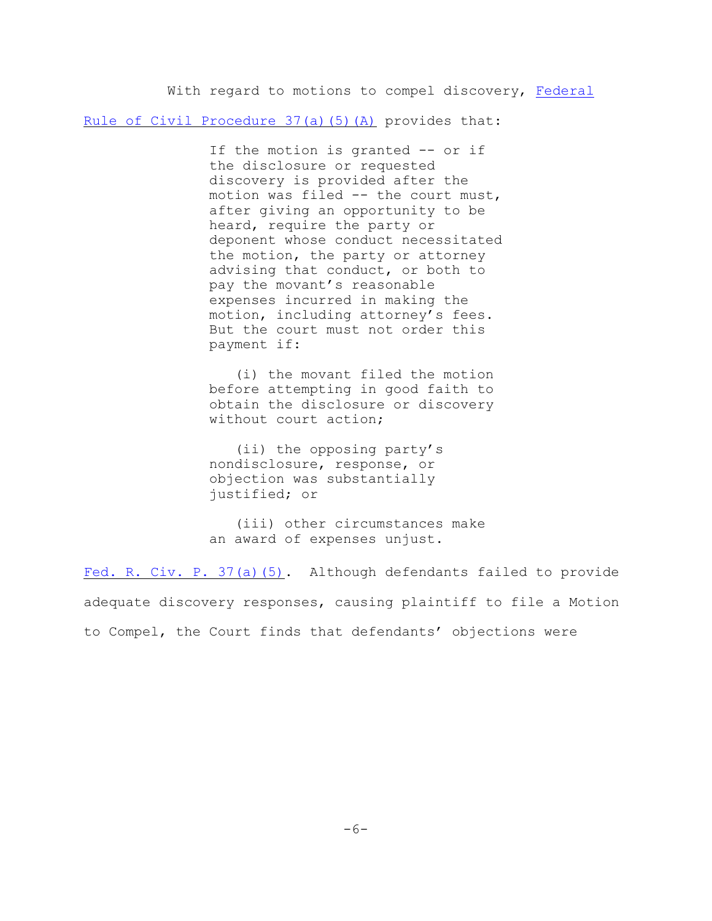With regard to motions to compel discovery, Federal Rule of Civil Procedure 37(a)(5)(A) provides that:

> If the motion is granted -- or if the disclosure or requested discovery is provided after the motion was filed -- the court must, after giving an opportunity to be heard, require the party or deponent whose conduct necessitated the motion, the party or attorney advising that conduct, or both to pay the movant's reasonable expenses incurred in making the motion, including attorney's fees. But the court must not order this payment if:
>
> (i) the movant filed the motion before attempting in good faith to obtain the disclosure or discovery without court action;
>
> (ii) the opposing party's nondisclosure, response, or objection was substantially justified; or
>
> (iii) other circumstances make an award of expenses unjust.

Fed. R. Civ. P. 37(a)(5). Although defendants failed to provide adequate discovery responses, causing plaintiff to file a Motion to Compel, the Court finds that defendants' objections were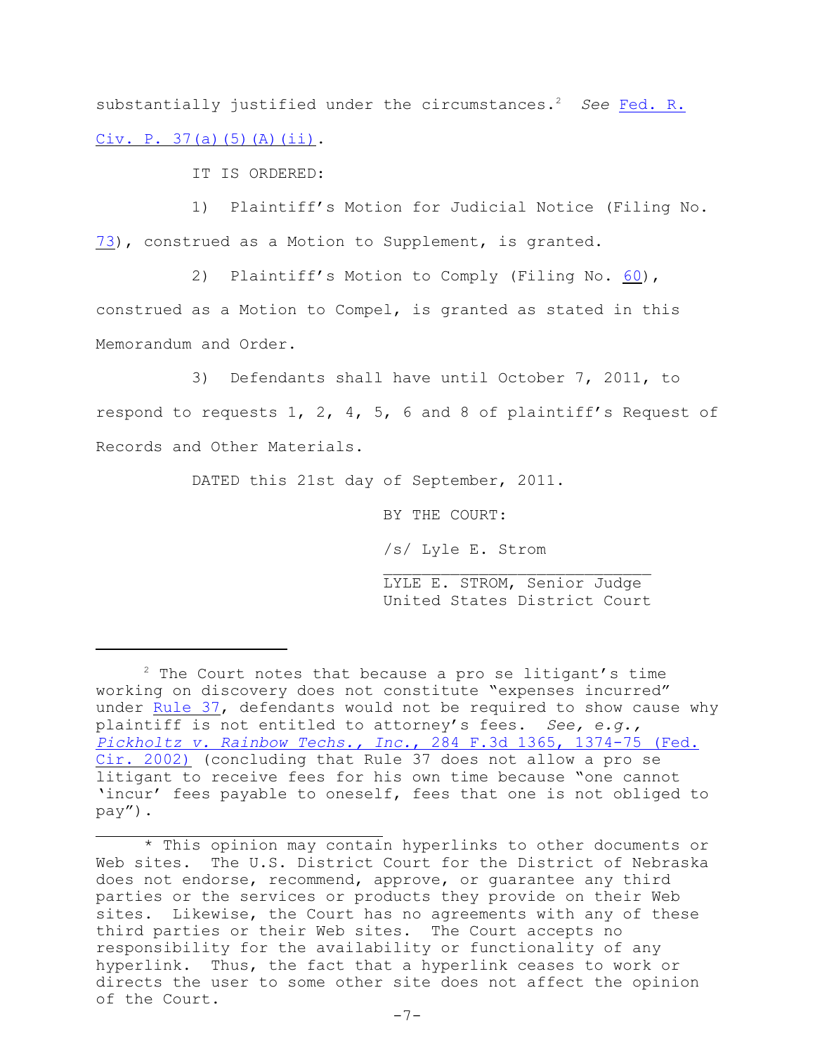substantially justified under the circumstances.[2] *See* Fed. R. Civ. P. 37(a)(5)(A)(ii).

IT IS ORDERED:

1) Plaintiff's Motion for Judicial Notice (Filing No. 73), construed as a Motion to Supplement, is granted.

2) Plaintiff's Motion to Comply (Filing No. 60), construed as a Motion to Compel, is granted as stated in this Memorandum and Order.

3) Defendants shall have until October 7, 2011, to respond to requests 1, 2, 4, 5, 6 and 8 of plaintiff's Request of Records and Other Materials.

DATED this 21st day of September, 2011.

BY THE COURT:

/s/ Lyle E. Strom

LYLE E. STROM, Senior Judge
United States District Court

---

[2] The Court notes that because a pro se litigant's time working on discovery does not constitute "expenses incurred" under Rule 37, defendants would not be required to show cause why plaintiff is not entitled to attorney's fees. *See, e.g., Pickholtz v. Rainbow Techs., Inc.*, 284 F.3d 1365, 1374-75 (Fed. Cir. 2002) (concluding that Rule 37 does not allow a pro se litigant to receive fees for his own time because "one cannot 'incur' fees payable to oneself, fees that one is not obliged to pay").

---

\* This opinion may contain hyperlinks to other documents or Web sites. The U.S. District Court for the District of Nebraska does not endorse, recommend, approve, or guarantee any third parties or the services or products they provide on their Web sites. Likewise, the Court has no agreements with any of these third parties or their Web sites. The Court accepts no responsibility for the availability or functionality of any hyperlink. Thus, the fact that a hyperlink ceases to work or directs the user to some other site does not affect the opinion of the Court.